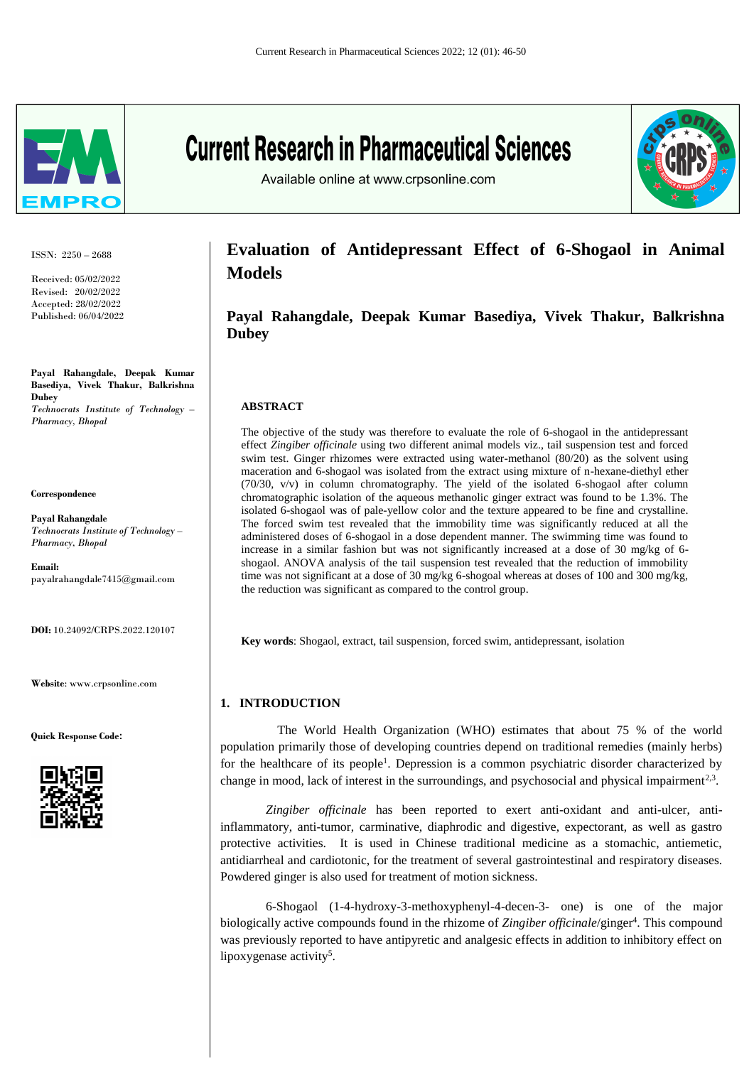# Evaluation of Antidepressant Effect of 6-Shogaol in Animal Models

## Payal Rahangdale, Deepak Kumar Basediya, Vivek Thakur, Balkrishna Dubey

ISSN: 2250 – 2688

Received: 05/02/2022
Revised: 20/02/2022
Accepted: 28/02/2022
Published: 06/04/2022

**Payal Rahangdale, Deepak Kumar Basediya, Vivek Thakur, Balkrishna Dubey**
*Technocrats Institute of Technology – Pharmacy, Bhopal*

**Correspondence**

**Payal Rahangdale**
*Technocrats Institute of Technology – Pharmacy, Bhopal*

**Email:** payalrahangdale7415@gmail.com

**DOI:** 10.24092/CRPS.2022.120107

**Website**: www.crpsonline.com

**Quick Response Code:**

### ABSTRACT

The objective of the study was therefore to evaluate the role of 6-shogaol in the antidepressant effect *Zingiber officinale* using two different animal models viz., tail suspension test and forced swim test. Ginger rhizomes were extracted using water-methanol (80/20) as the solvent using maceration and 6-shogaol was isolated from the extract using mixture of n-hexane-diethyl ether (70/30, v/v) in column chromatography. The yield of the isolated 6-shogaol after column chromatographic isolation of the aqueous methanolic ginger extract was found to be 1.3%. The isolated 6-shogaol was of pale-yellow color and the texture appeared to be fine and crystalline. The forced swim test revealed that the immobility time was significantly reduced at all the administered doses of 6-shogaol in a dose dependent manner. The swimming time was found to increase in a similar fashion but was not significantly increased at a dose of 30 mg/kg of 6-shogaol. ANOVA analysis of the tail suspension test revealed that the reduction of immobility time was not significant at a dose of 30 mg/kg 6-shogoal whereas at doses of 100 and 300 mg/kg, the reduction was significant as compared to the control group.

**Key words**: Shogaol, extract, tail suspension, forced swim, antidepressant, isolation

## 1. INTRODUCTION

The World Health Organization (WHO) estimates that about 75 % of the world population primarily those of developing countries depend on traditional remedies (mainly herbs) for the healthcare of its people[1]. Depression is a common psychiatric disorder characterized by change in mood, lack of interest in the surroundings, and psychosocial and physical impairment[2,3].

*Zingiber officinale* has been reported to exert anti-oxidant and anti-ulcer, anti-inflammatory, anti-tumor, carminative, diaphrodic and digestive, expectorant, as well as gastro protective activities. It is used in Chinese traditional medicine as a stomachic, antiemetic, antidiarrheal and cardiotonic, for the treatment of several gastrointestinal and respiratory diseases. Powdered ginger is also used for treatment of motion sickness.

6-Shogaol (1-4-hydroxy-3-methoxyphenyl-4-decen-3- one) is one of the major biologically active compounds found in the rhizome of *Zingiber officinale*/ginger[4]. This compound was previously reported to have antipyretic and analgesic effects in addition to inhibitory effect on lipoxygenase activity[5].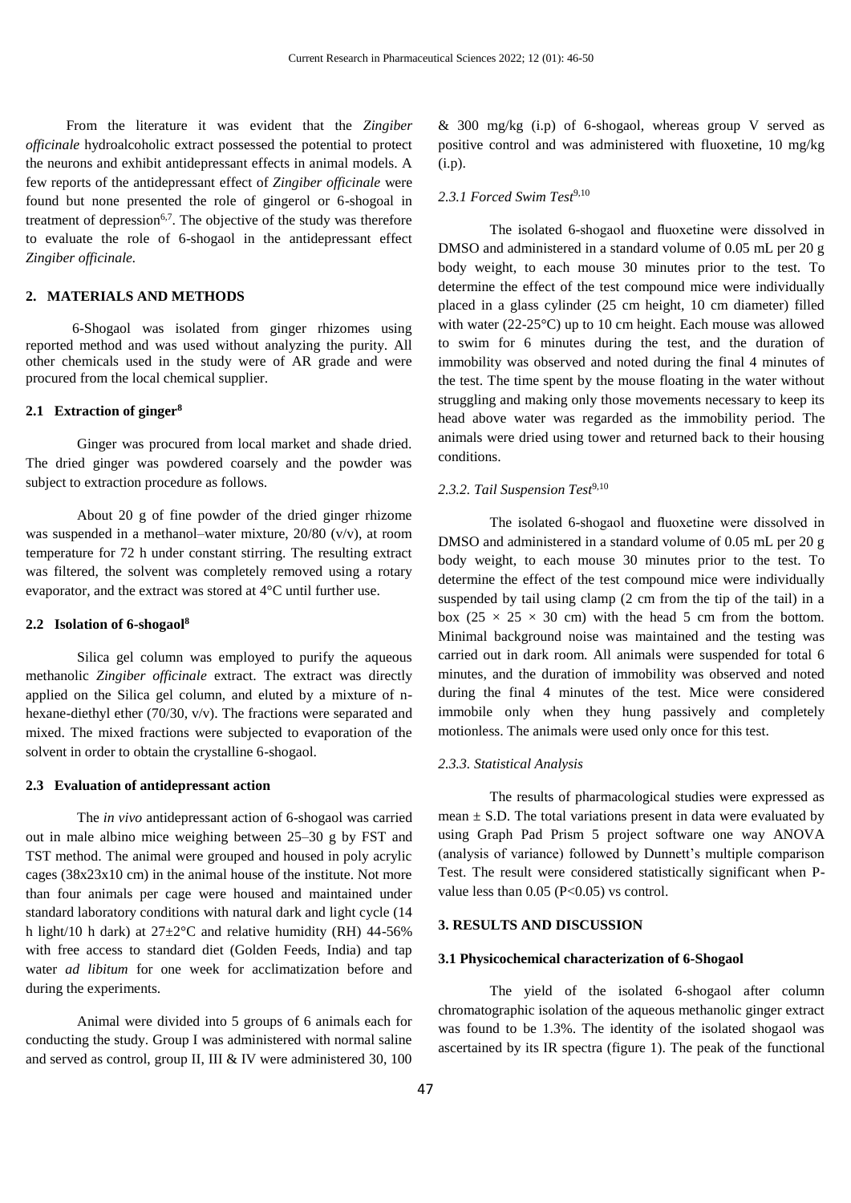From the literature it was evident that the *Zingiber officinale* hydroalcoholic extract possessed the potential to protect the neurons and exhibit antidepressant effects in animal models. A few reports of the antidepressant effect of *Zingiber officinale* were found but none presented the role of gingerol or 6-shogoal in treatment of depression[6,7]. The objective of the study was therefore to evaluate the role of 6-shogaol in the antidepressant effect *Zingiber officinale.*

## 2. MATERIALS AND METHODS

6-Shogaol was isolated from ginger rhizomes using reported method and was used without analyzing the purity. All other chemicals used in the study were of AR grade and were procured from the local chemical supplier.

### 2.1 Extraction of ginger[8]

Ginger was procured from local market and shade dried. The dried ginger was powdered coarsely and the powder was subject to extraction procedure as follows.

About 20 g of fine powder of the dried ginger rhizome was suspended in a methanol–water mixture, 20/80 (v/v), at room temperature for 72 h under constant stirring. The resulting extract was filtered, the solvent was completely removed using a rotary evaporator, and the extract was stored at 4°C until further use.

### 2.2 Isolation of 6-shogaol[8]

Silica gel column was employed to purify the aqueous methanolic *Zingiber officinale* extract. The extract was directly applied on the Silica gel column, and eluted by a mixture of n-hexane-diethyl ether (70/30, v/v). The fractions were separated and mixed. The mixed fractions were subjected to evaporation of the solvent in order to obtain the crystalline 6-shogaol.

### 2.3 Evaluation of antidepressant action

The *in vivo* antidepressant action of 6-shogaol was carried out in male albino mice weighing between 25–30 g by FST and TST method. The animal were grouped and housed in poly acrylic cages (38x23x10 cm) in the animal house of the institute. Not more than four animals per cage were housed and maintained under standard laboratory conditions with natural dark and light cycle (14 h light/10 h dark) at 27±2°C and relative humidity (RH) 44-56% with free access to standard diet (Golden Feeds, India) and tap water *ad libitum* for one week for acclimatization before and during the experiments.

Animal were divided into 5 groups of 6 animals each for conducting the study. Group I was administered with normal saline and served as control, group II, III & IV were administered 30, 100 & 300 mg/kg (i.p) of 6-shogaol, whereas group V served as positive control and was administered with fluoxetine, 10 mg/kg (i.p).

#### *2.3.1 Forced Swim Test*[9,10]

The isolated 6-shogaol and fluoxetine were dissolved in DMSO and administered in a standard volume of 0.05 mL per 20 g body weight, to each mouse 30 minutes prior to the test. To determine the effect of the test compound mice were individually placed in a glass cylinder (25 cm height, 10 cm diameter) filled with water (22-25°C) up to 10 cm height. Each mouse was allowed to swim for 6 minutes during the test, and the duration of immobility was observed and noted during the final 4 minutes of the test. The time spent by the mouse floating in the water without struggling and making only those movements necessary to keep its head above water was regarded as the immobility period. The animals were dried using tower and returned back to their housing conditions.

#### *2.3.2. Tail Suspension Test*[9,10]

The isolated 6-shogaol and fluoxetine were dissolved in DMSO and administered in a standard volume of 0.05 mL per 20 g body weight, to each mouse 30 minutes prior to the test. To determine the effect of the test compound mice were individually suspended by tail using clamp (2 cm from the tip of the tail) in a box (25 × 25 × 30 cm) with the head 5 cm from the bottom. Minimal background noise was maintained and the testing was carried out in dark room. All animals were suspended for total 6 minutes, and the duration of immobility was observed and noted during the final 4 minutes of the test. Mice were considered immobile only when they hung passively and completely motionless. The animals were used only once for this test.

#### *2.3.3. Statistical Analysis*

The results of pharmacological studies were expressed as mean ± S.D. The total variations present in data were evaluated by using Graph Pad Prism 5 project software one way ANOVA (analysis of variance) followed by Dunnett's multiple comparison Test. The result were considered statistically significant when P-value less than 0.05 ($P<0.05$) vs control.

## 3. RESULTS AND DISCUSSION

### 3.1 Physicochemical characterization of 6-Shogaol

The yield of the isolated 6-shogaol after column chromatographic isolation of the aqueous methanolic ginger extract was found to be 1.3%. The identity of the isolated shogaol was ascertained by its IR spectra (figure 1). The peak of the functional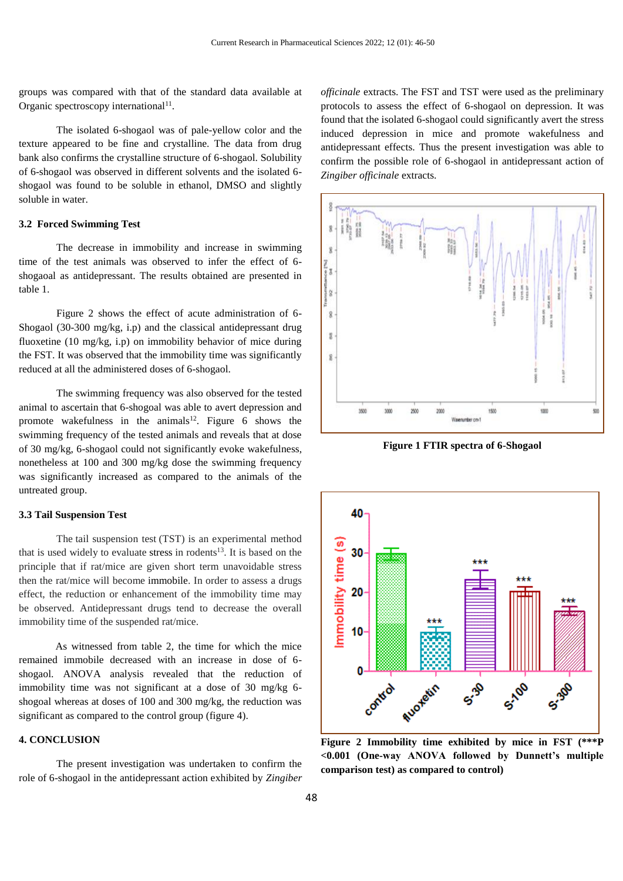groups was compared with that of the standard data available at Organic spectroscopy international[11].

The isolated 6-shogaol was of pale-yellow color and the texture appeared to be fine and crystalline. The data from drug bank also confirms the crystalline structure of 6-shogaol. Solubility of 6-shogaol was observed in different solvents and the isolated 6-shogaol was found to be soluble in ethanol, DMSO and slightly soluble in water.

### 3.2 Forced Swimming Test

The decrease in immobility and increase in swimming time of the test animals was observed to infer the effect of 6-shogaoal as antidepressant. The results obtained are presented in table 1.

Figure 2 shows the effect of acute administration of 6-Shogaol (30-300 mg/kg, i.p) and the classical antidepressant drug fluoxetine (10 mg/kg, i.p) on immobility behavior of mice during the FST. It was observed that the immobility time was significantly reduced at all the administered doses of 6-shogaol.

The swimming frequency was also observed for the tested animal to ascertain that 6-shogaol was able to avert depression and promote wakefulness in the animals[12]. Figure 6 shows the swimming frequency of the tested animals and reveals that at dose of 30 mg/kg, 6-shogaol could not significantly evoke wakefulness, nonetheless at 100 and 300 mg/kg dose the swimming frequency was significantly increased as compared to the animals of the untreated group.

### 3.3 Tail Suspension Test

The tail suspension test (TST) is an experimental method that is used widely to evaluate stress in rodents[13]. It is based on the principle that if rat/mice are given short term unavoidable stress then the rat/mice will become immobile. In order to assess a drugs effect, the reduction or enhancement of the immobility time may be observed. Antidepressant drugs tend to decrease the overall immobility time of the suspended rat/mice.

As witnessed from table 2, the time for which the mice remained immobile decreased with an increase in dose of 6-shogaol. ANOVA analysis revealed that the reduction of immobility time was not significant at a dose of 30 mg/kg 6-shogoal whereas at doses of 100 and 300 mg/kg, the reduction was significant as compared to the control group (figure 4).

## 4. CONCLUSION

The present investigation was undertaken to confirm the role of 6-shogaol in the antidepressant action exhibited by *Zingiber officinale* extracts. The FST and TST were used as the preliminary protocols to assess the effect of 6-shogaol on depression. It was found that the isolated 6-shogaol could significantly avert the stress induced depression in mice and promote wakefulness and antidepressant effects. Thus the present investigation was able to confirm the possible role of 6-shogaol in antidepressant action of *Zingiber officinale* extracts.

**Figure 1 FTIR spectra of 6-Shogaol**

**Figure 2 Immobility time exhibited by mice in FST (***P <0.001 (One-way ANOVA followed by Dunnett's multiple comparison test) as compared to control)**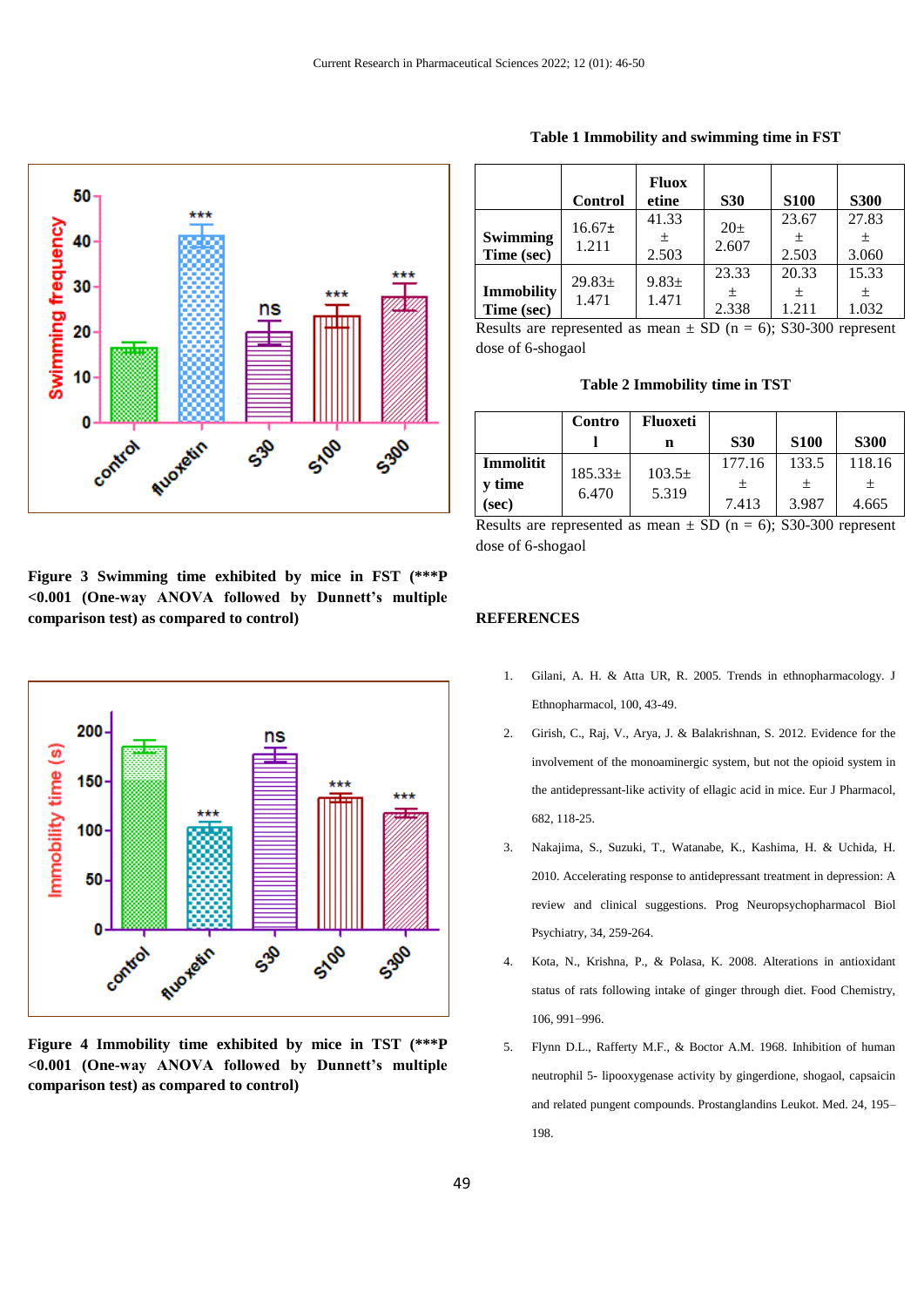Figure 3 Swimming time exhibited by mice in FST (***P <0.001 (One-way ANOVA followed by Dunnett's multiple comparison test) as compared to control)

Figure 4 Immobility time exhibited by mice in TST (***P <0.001 (One-way ANOVA followed by Dunnett's multiple comparison test) as compared to control)

**Table 1 Immobility and swimming time in FST**

| | Control | Fluoxetine | S30 | S100 | S300 |
|---|---|---|---|---|---|
| **Swimming Time (sec)** | 16.67± 1.211 | 41.33 ± 2.503 | 20± 2.607 | 23.67 ± 2.503 | 27.83 ± 3.060 |
| **Immobility Time (sec)** | 29.83± 1.471 | 9.83± 1.471 | 23.33 ± 2.338 | 20.33 ± 1.211 | 15.33 ± 1.032 |

Results are represented as mean ± SD (n = 6); S30-300 represent dose of 6-shogaol

**Table 2 Immobility time in TST**

| | Control | Fluoxetin | S30 | S100 | S300 |
|---|---|---|---|---|---|
| **Immolity time (sec)** | 185.33± 6.470 | 103.5± 5.319 | 177.16 ± 7.413 | 133.5 ± 3.987 | 118.16 ± 4.665 |

Results are represented as mean ± SD (n = 6); S30-300 represent dose of 6-shogaol

## REFERENCES

1. Gilani, A. H. & Atta UR, R. 2005. Trends in ethnopharmacology. J Ethnopharmacol, 100, 43-49.
2. Girish, C., Raj, V., Arya, J. & Balakrishnan, S. 2012. Evidence for the involvement of the monoaminergic system, but not the opioid system in the antidepressant-like activity of ellagic acid in mice. Eur J Pharmacol, 682, 118-25.
3. Nakajima, S., Suzuki, T., Watanabe, K., Kashima, H. & Uchida, H. 2010. Accelerating response to antidepressant treatment in depression: A review and clinical suggestions. Prog Neuropsychopharmacol Biol Psychiatry, 34, 259-264.
4. Kota, N., Krishna, P., & Polasa, K. 2008. Alterations in antioxidant status of rats following intake of ginger through diet. Food Chemistry, 106, 991−996.
5. Flynn D.L., Rafferty M.F., & Boctor A.M. 1968. Inhibition of human neutrophil 5- lipooxygenase activity by gingerdione, shogaol, capsaicin and related pungent compounds. Prostanglandins Leukot. Med. 24, 195–198.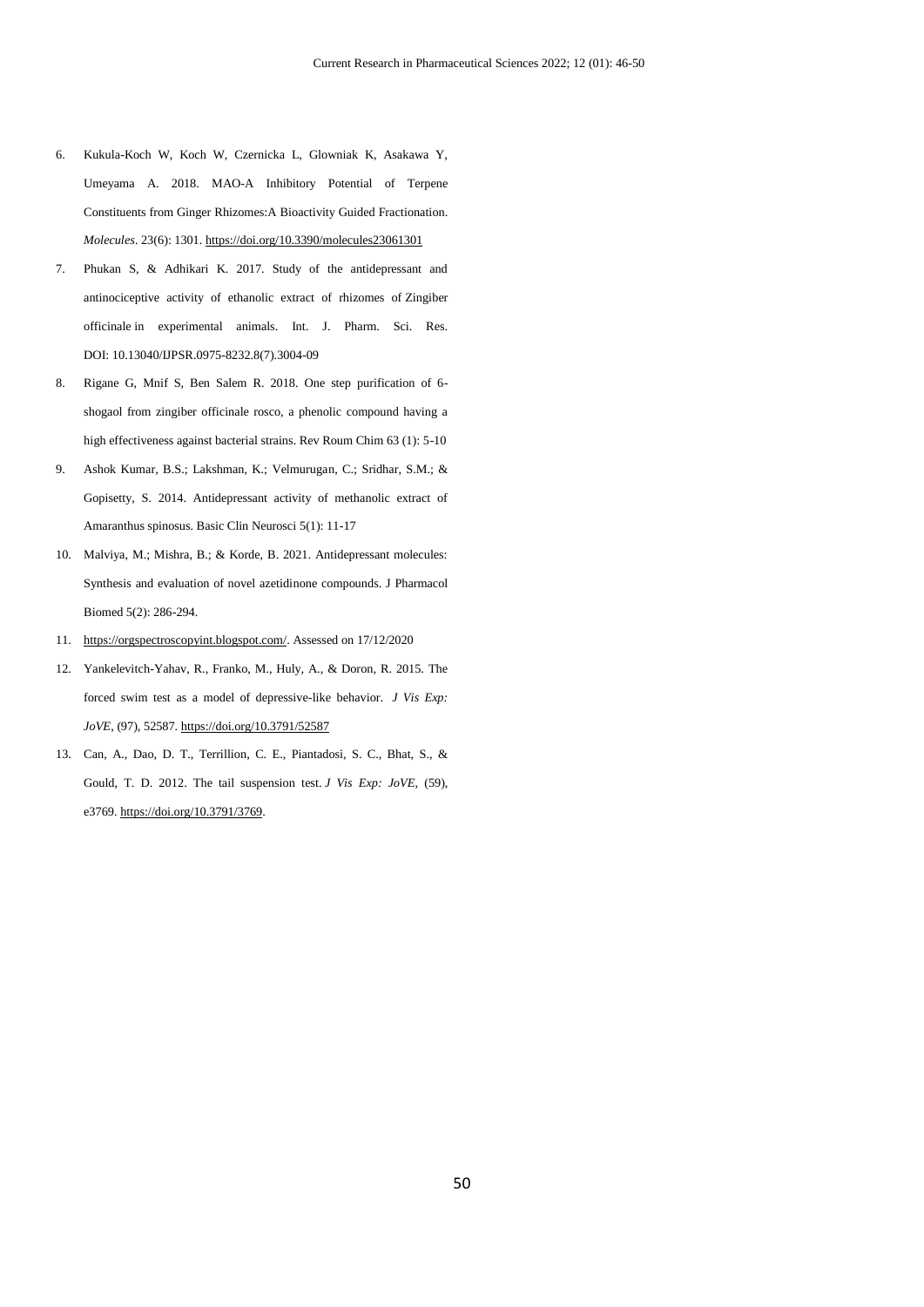6. Kukula-Koch W, Koch W, Czernicka L, Glowniak K, Asakawa Y, Umeyama A. 2018. MAO-A Inhibitory Potential of Terpene Constituents from Ginger Rhizomes:A Bioactivity Guided Fractionation. *Molecules*. 23(6): 1301. https://doi.org/10.3390/molecules23061301
7. Phukan S, & Adhikari K. 2017. Study of the antidepressant and antinociceptive activity of ethanolic extract of rhizomes of Zingiber officinale in experimental animals. Int. J. Pharm. Sci. Res. DOI: 10.13040/IJPSR.0975-8232.8(7).3004-09
8. Rigane G, Mnif S, Ben Salem R. 2018. One step purification of 6-shogaol from zingiber officinale rosco, a phenolic compound having a high effectiveness against bacterial strains. Rev Roum Chim 63 (1): 5-10
9. Ashok Kumar, B.S.; Lakshman, K.; Velmurugan, C.; Sridhar, S.M.; & Gopisetty, S. 2014. Antidepressant activity of methanolic extract of Amaranthus spinosus. Basic Clin Neurosci 5(1): 11-17
10. Malviya, M.; Mishra, B.; & Korde, B. 2021. Antidepressant molecules: Synthesis and evaluation of novel azetidinone compounds. J Pharmacol Biomed 5(2): 286-294.
11. https://orgspectroscopyint.blogspot.com/. Assessed on 17/12/2020
12. Yankelevitch-Yahav, R., Franko, M., Huly, A., & Doron, R. 2015. The forced swim test as a model of depressive-like behavior. *J Vis Exp: JoVE*, (97), 52587. https://doi.org/10.3791/52587
13. Can, A., Dao, D. T., Terrillion, C. E., Piantadosi, S. C., Bhat, S., & Gould, T. D. 2012. The tail suspension test. *J Vis Exp: JoVE*, (59), e3769. https://doi.org/10.3791/3769.